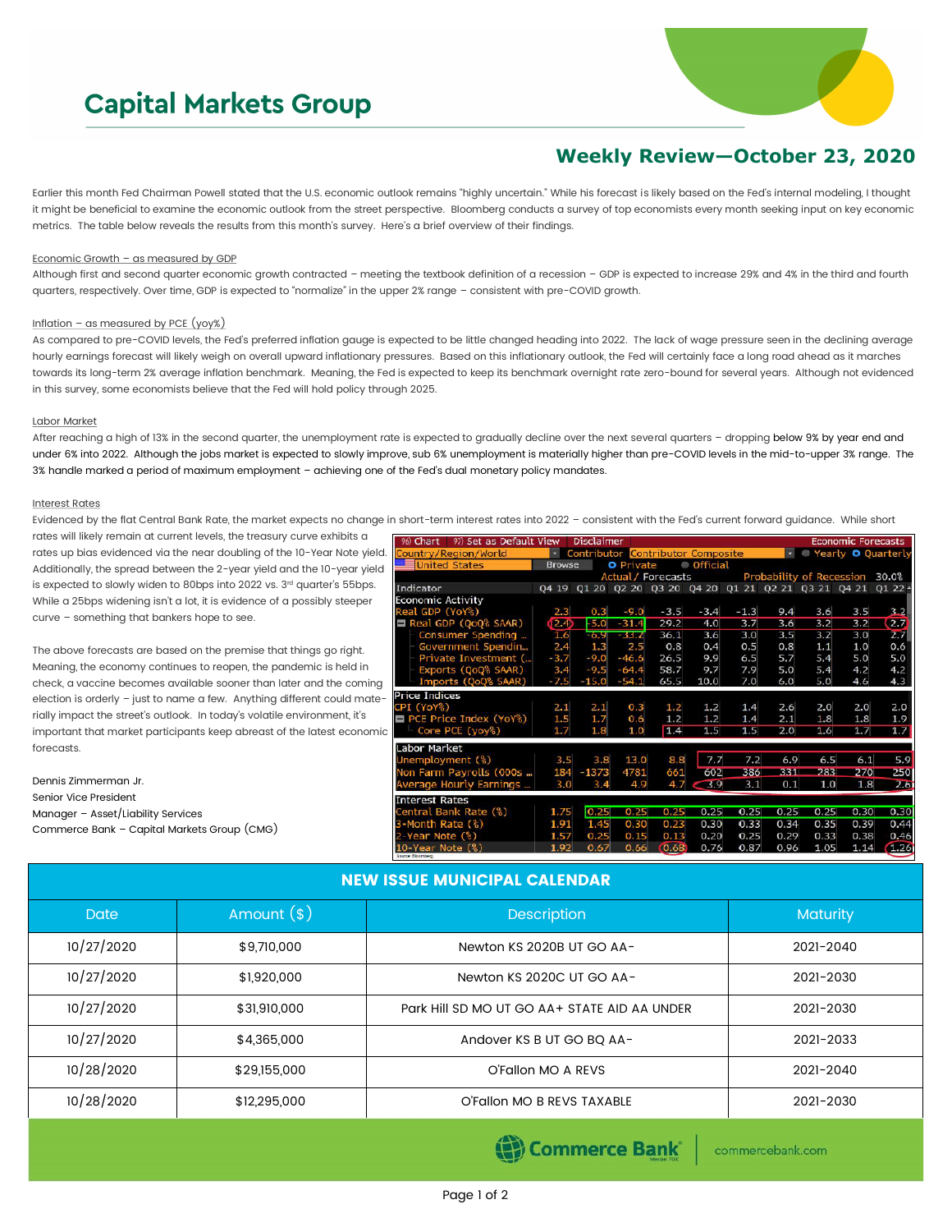# Capital Markets Group

## Weekly Review—October 23, 2020

Earlier this month Fed Chairman Powell stated that the U.S. economic outlook remains "highly uncertain." While his forecast is likely based on the Fed's internal modeling, I thought it might be beneficial to examine the economic outlook from the street perspective. Bloomberg conducts a survey of top economists every month seeking input on key economic metrics. The table below reveals the results from this month's survey. Here's a brief overview of their findings.

Economic Growth – as measured by GDP

Although first and second quarter economic growth contracted – meeting the textbook definition of a recession – GDP is expected to increase 29% and 4% in the third and fourth quarters, respectively. Over time, GDP is expected to "normalize" in the upper 2% range – consistent with pre-COVID growth.

Inflation – as measured by PCE (yoy%)

As compared to pre-COVID levels, the Fed's preferred inflation gauge is expected to be little changed heading into 2022. The lack of wage pressure seen in the declining average hourly earnings forecast will likely weigh on overall upward inflationary pressures. Based on this inflationary outlook, the Fed will certainly face a long road ahead as it marches towards its long-term 2% average inflation benchmark. Meaning, the Fed is expected to keep its benchmark overnight rate zero-bound for several years. Although not evidenced in this survey, some economists believe that the Fed will hold policy through 2025.

Labor Market

After reaching a high of 13% in the second quarter, the unemployment rate is expected to gradually decline over the next several quarters – dropping below 9% by year end and under 6% into 2022. Although the jobs market is expected to slowly improve, sub 6% unemployment is materially higher than pre-COVID levels in the mid-to-upper 3% range. The 3% handle marked a period of maximum employment – achieving one of the Fed's dual monetary policy mandates.

Interest Rates

Evidenced by the flat Central Bank Rate, the market expects no change in short-term interest rates into 2022 – consistent with the Fed's current forward guidance. While short rates will likely remain at current levels, the treasury curve exhibits a rates up bias evidenced via the near doubling of the 10-Year Note yield. Additionally, the spread between the 2-year yield and the 10-year yield is expected to slowly widen to 80bps into 2022 vs. 3rd quarter's 55bps. While a 25bps widening isn't a lot, it is evidence of a possibly steeper curve – something that bankers hope to see.

The above forecasts are based on the premise that things go right. Meaning, the economy continues to reopen, the pandemic is held in check, a vaccine becomes available sooner than later and the coming election is orderly – just to name a few. Anything different could materially impact the street's outlook. In today's volatile environment, it's important that market participants keep abreast of the latest economic forecasts.

Dennis Zimmerman Jr.
Senior Vice President
Manager – Asset/Liability Services
Commerce Bank – Capital Markets Group (CMG)

Economic Forecasts — Country/Region/World: United States — Contributor: Contributor Composite — Probability of Recession 30.0%

| Indicator | Q4 19 | Q1 20 | Q2 20 | Q3 20 | Q4 20 | Q1 21 | Q2 21 | Q3 21 | Q4 21 | Q1 22 |
|---|---|---|---|---|---|---|---|---|---|---|
| **Economic Activity** | | | | | | | | | | |
| Real GDP (YoY%) | 2.3 | 0.3 | -9.0 | -3.5 | -3.4 | -1.3 | 9.4 | 3.6 | 3.5 | 3.2 |
| Real GDP (QoQ% SAAR) | 2.4 | -5.0 | -31.4 | 29.2 | 4.0 | 3.7 | 3.6 | 3.2 | 3.2 | 2.7 |
| Consumer Spending ... | 1.6 | -6.9 | -33.2 | 36.1 | 3.6 | 3.0 | 3.5 | 3.2 | 3.0 | 2.7 |
| Government Spendin... | 2.4 | 1.3 | 2.5 | 0.8 | 0.4 | 0.5 | 0.8 | 1.1 | 1.0 | 0.6 |
| Private Investment (... | -3.7 | -9.0 | -46.6 | 26.5 | 9.9 | 6.5 | 5.7 | 5.4 | 5.0 | 5.0 |
| Exports (QoQ% SAAR) | 3.4 | -9.5 | -64.4 | 58.7 | 9.7 | 7.9 | 5.0 | 5.4 | 4.2 | 4.2 |
| Imports (QoQ% SAAR) | -7.5 | -15.0 | -54.1 | 65.5 | 10.0 | 7.0 | 6.0 | 5.0 | 4.6 | 4.3 |
| **Price Indices** | | | | | | | | | | |
| CPI (YoY%) | 2.1 | 2.1 | 0.3 | 1.2 | 1.2 | 1.4 | 2.6 | 2.0 | 2.0 | 2.0 |
| PCE Price Index (YoY%) | 1.5 | 1.7 | 0.6 | 1.2 | 1.2 | 1.4 | 2.1 | 1.8 | 1.8 | 1.9 |
| Core PCE (yoy%) | 1.7 | 1.8 | 1.0 | 1.4 | 1.5 | 1.5 | 2.0 | 1.6 | 1.7 | 1.7 |
| **Labor Market** | | | | | | | | | | |
| Unemployment (%) | 3.5 | 3.8 | 13.0 | 8.8 | 7.7 | 7.2 | 6.9 | 6.5 | 6.1 | 5.9 |
| Non Farm Payrolls (000s ... | 184 | -1373 | 4781 | 661 | 602 | 386 | 331 | 283 | 270 | 250 |
| Average Hourly Earnings ... | 3.0 | 3.4 | 4.9 | 4.7 | 3.9 | 3.1 | 0.1 | 1.0 | 1.8 | 2.6 |
| **Interest Rates** | | | | | | | | | | |
| Central Bank Rate (%) | 1.75 | 0.25 | 0.25 | 0.25 | 0.25 | 0.25 | 0.25 | 0.25 | 0.30 | 0.30 |
| 3-Month Rate (%) | 1.91 | 1.45 | 0.30 | 0.23 | 0.30 | 0.33 | 0.34 | 0.35 | 0.39 | 0.44 |
| 2-Year Note (%) | 1.57 | 0.25 | 0.15 | 0.13 | 0.20 | 0.25 | 0.29 | 0.33 | 0.38 | 0.46 |
| 10-Year Note (%) | 1.92 | 0.67 | 0.66 | 0.68 | 0.76 | 0.87 | 0.96 | 1.05 | 1.14 | 1.26 |

Source: Bloomberg

## NEW ISSUE MUNICIPAL CALENDAR

| Date | Amount ($) | Description | Maturity |
|---|---|---|---|
| 10/27/2020 | $9,710,000 | Newton KS 2020B UT GO AA- | 2021-2040 |
| 10/27/2020 | $1,920,000 | Newton KS 2020C UT GO AA- | 2021-2030 |
| 10/27/2020 | $31,910,000 | Park Hill SD MO UT GO AA+ STATE AID AA UNDER | 2021-2030 |
| 10/27/2020 | $4,365,000 | Andover KS B UT GO BQ AA- | 2021-2033 |
| 10/28/2020 | $29,155,000 | O'Fallon MO A REVS | 2021-2040 |
| 10/28/2020 | $12,295,000 | O'Fallon MO B REVS TAXABLE | 2021-2030 |

Commerce Bank | commercebank.com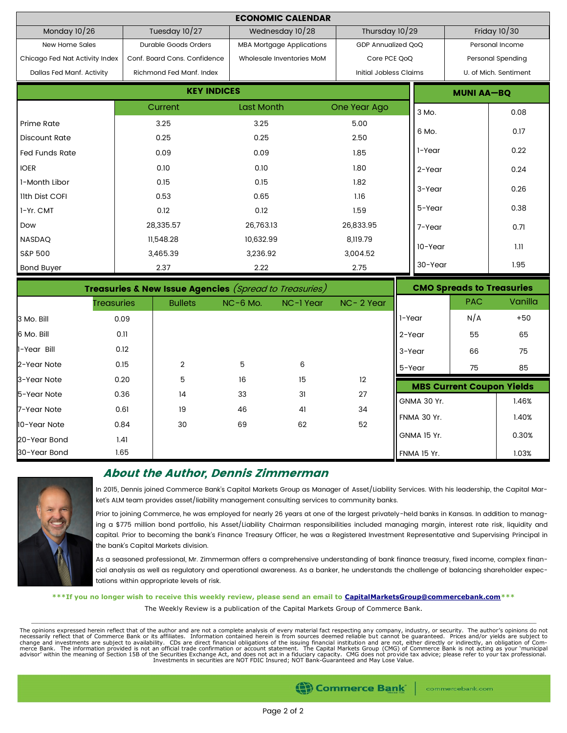## ECONOMIC CALENDAR

| Monday 10/26 | Tuesday 10/27 | Wednesday 10/28 | Thursday 10/29 | Friday 10/30 |
|---|---|---|---|---|
| New Home Sales | Durable Goods Orders | MBA Mortgage Applications | GDP Annualized QoQ | Personal Income |
| Chicago Fed Nat Activity Index | Conf. Board Cons. Confidence | Wholesale Inventories MoM | Core PCE QoQ | Personal Spending |
| Dallas Fed Manf. Activity | Richmond Fed Manf. Index | | Initial Jobless Claims | U. of Mich. Sentiment |

## KEY INDICES

| | Current | Last Month | One Year Ago |
|---|---|---|---|
| Prime Rate | 3.25 | 3.25 | 5.00 |
| Discount Rate | 0.25 | 0.25 | 2.50 |
| Fed Funds Rate | 0.09 | 0.09 | 1.85 |
| IOER | 0.10 | 0.10 | 1.80 |
| 1-Month Libor | 0.15 | 0.15 | 1.82 |
| 11th Dist COFI | 0.53 | 0.65 | 1.16 |
| 1-Yr. CMT | 0.12 | 0.12 | 1.59 |
| Dow | 28,335.57 | 26,763.13 | 26,833.95 |
| NASDAQ | 11,548.28 | 10,632.99 | 8,119.79 |
| S&P 500 | 3,465.39 | 3,236.92 | 3,004.52 |
| Bond Buyer | 2.37 | 2.22 | 2.75 |

## MUNI AA—BQ

| | |
|---|---|
| 3 Mo. | 0.08 |
| 6 Mo. | 0.17 |
| 1-Year | 0.22 |
| 2-Year | 0.24 |
| 3-Year | 0.26 |
| 5-Year | 0.38 |
| 7-Year | 0.71 |
| 10-Year | 1.11 |
| 30-Year | 1.95 |

## Treasuries & New Issue Agencies *(Spread to Treasuries)*

| | Treasuries | Bullets | NC-6 Mo. | NC-1 Year | NC- 2 Year |
|---|---|---|---|---|---|
| 3 Mo. Bill | 0.09 | | | | |
| 6 Mo. Bill | 0.11 | | | | |
| 1-Year Bill | 0.12 | | | | |
| 2-Year Note | 0.15 | 2 | 5 | 6 | |
| 3-Year Note | 0.20 | 5 | 16 | 15 | 12 |
| 5-Year Note | 0.36 | 14 | 33 | 31 | 27 |
| 7-Year Note | 0.61 | 19 | 46 | 41 | 34 |
| 10-Year Note | 0.84 | 30 | 69 | 62 | 52 |
| 20-Year Bond | 1.41 | | | | |
| 30-Year Bond | 1.65 | | | | |

## CMO Spreads to Treasuries

| | PAC | Vanilla |
|---|---|---|
| 1-Year | N/A | +50 |
| 2-Year | 55 | 65 |
| 3-Year | 66 | 75 |
| 5-Year | 75 | 85 |

## MBS Current Coupon Yields

| | |
|---|---|
| GNMA 30 Yr. | 1.46% |
| FNMA 30 Yr. | 1.40% |
| GNMA 15 Yr. | 0.30% |
| FNMA 15 Yr. | 1.03% |

## *About the Author, Dennis Zimmerman*

In 2015, Dennis joined Commerce Bank's Capital Markets Group as Manager of Asset/Liability Services. With his leadership, the Capital Market's ALM team provides asset/liability management consulting services to community banks.

Prior to joining Commerce, he was employed for nearly 26 years at one of the largest privately-held banks in Kansas. In addition to managing a $775 million bond portfolio, his Asset/Liability Chairman responsibilities included managing margin, interest rate risk, liquidity and capital. Prior to becoming the bank's Finance Treasury Officer, he was a Registered Investment Representative and Supervising Principal in the bank's Capital Markets division.

As a seasoned professional, Mr. Zimmerman offers a comprehensive understanding of bank finance treasury, fixed income, complex financial analysis as well as regulatory and operational awareness. As a banker, he understands the challenge of balancing shareholder expectations within appropriate levels of risk.

**\*\*\*If you no longer wish to receive this weekly review, please send an email to CapitalMarketsGroup@commercebank.com\*\*\***

The Weekly Review is a publication of the Capital Markets Group of Commerce Bank.

The opinions expressed herein reflect that of the author and are not a complete analysis of every material fact respecting any company, industry, or security. The author's opinions do not necessarily reflect that of Commerce Bank or its affiliates. Information contained herein is from sources deemed reliable but cannot be guaranteed. Prices and/or yields are subject to change and investments are subject to availability. CDs are direct financial obligations of the issuing financial institution and are not, either directly or indirectly, an obligation of Commerce Bank. The information provided is not an official trade confirmation or account statement. The Capital Markets Group (CMG) of Commerce Bank is not acting as your 'municipal advisor' within the meaning of Section 15B of the Securities Exchange Act, and does not act in a fiduciary capacity. CMG does not provide tax advice; please refer to your tax professional. Investments in securities are NOT FDIC Insured; NOT Bank-Guaranteed and May Lose Value.

Commerce Bank | commercebank.com